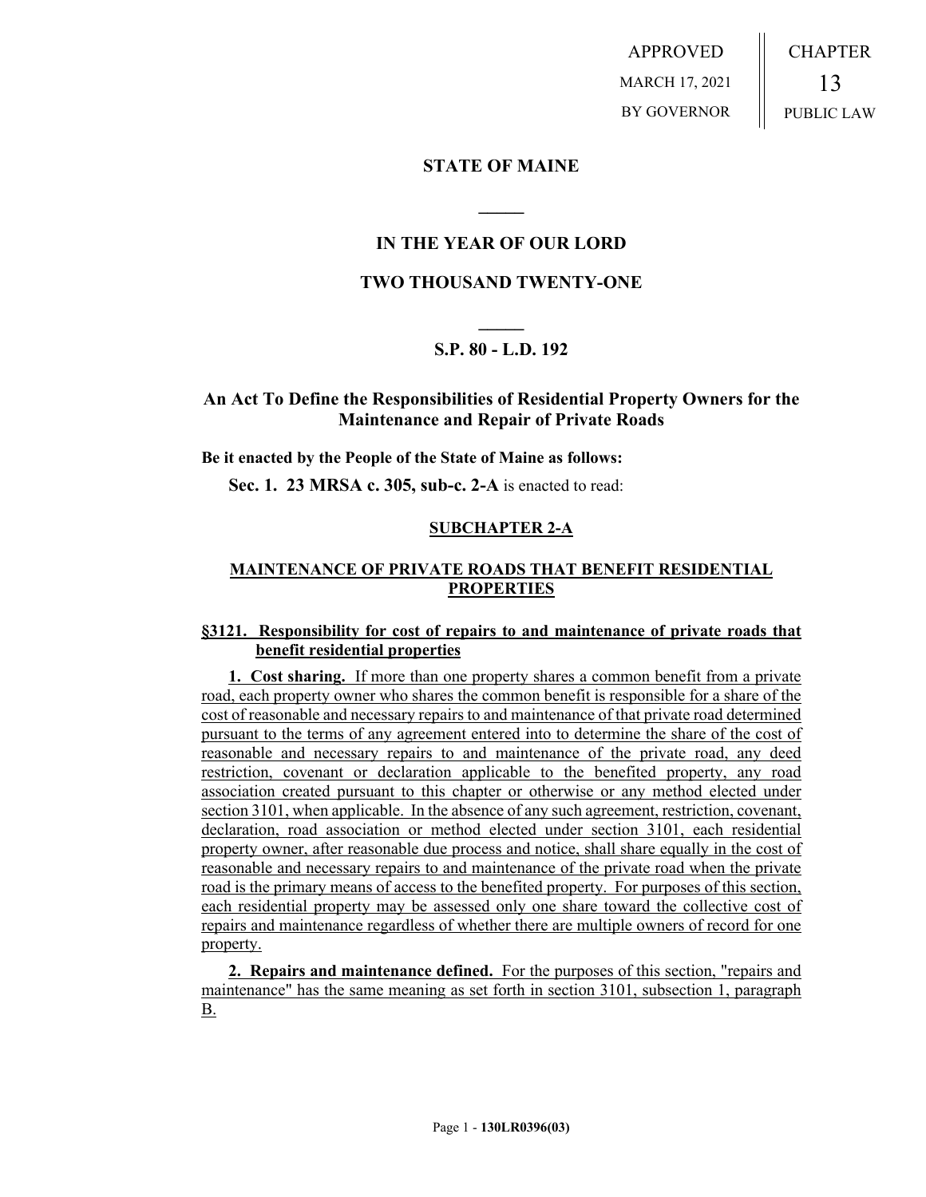APPROVED

MARCH 17, 2021

BY GOVERNOR

CHAPTER

13

PUBLIC LAW

# STATE OF MAINE

## IN THE YEAR OF OUR LORD

## TWO THOUSAND TWENTY-ONE

## S.P. 80 - L.D. 192

## An Act To Define the Responsibilities of Residential Property Owners for the Maintenance and Repair of Private Roads

**Be it enacted by the People of the State of Maine as follows:**

**Sec. 1. 23 MRSA c. 305, sub-c. 2-A** is enacted to read:

### SUBCHAPTER 2-A

### MAINTENANCE OF PRIVATE ROADS THAT BENEFIT RESIDENTIAL PROPERTIES

**§3121. Responsibility for cost of repairs to and maintenance of private roads that benefit residential properties**

**1. Cost sharing.** If more than one property shares a common benefit from a private road, each property owner who shares the common benefit is responsible for a share of the cost of reasonable and necessary repairs to and maintenance of that private road determined pursuant to the terms of any agreement entered into to determine the share of the cost of reasonable and necessary repairs to and maintenance of the private road, any deed restriction, covenant or declaration applicable to the benefited property, any road association created pursuant to this chapter or otherwise or any method elected under section 3101, when applicable. In the absence of any such agreement, restriction, covenant, declaration, road association or method elected under section 3101, each residential property owner, after reasonable due process and notice, shall share equally in the cost of reasonable and necessary repairs to and maintenance of the private road when the private road is the primary means of access to the benefited property. For purposes of this section, each residential property may be assessed only one share toward the collective cost of repairs and maintenance regardless of whether there are multiple owners of record for one property.

**2. Repairs and maintenance defined.** For the purposes of this section, "repairs and maintenance" has the same meaning as set forth in section 3101, subsection 1, paragraph B.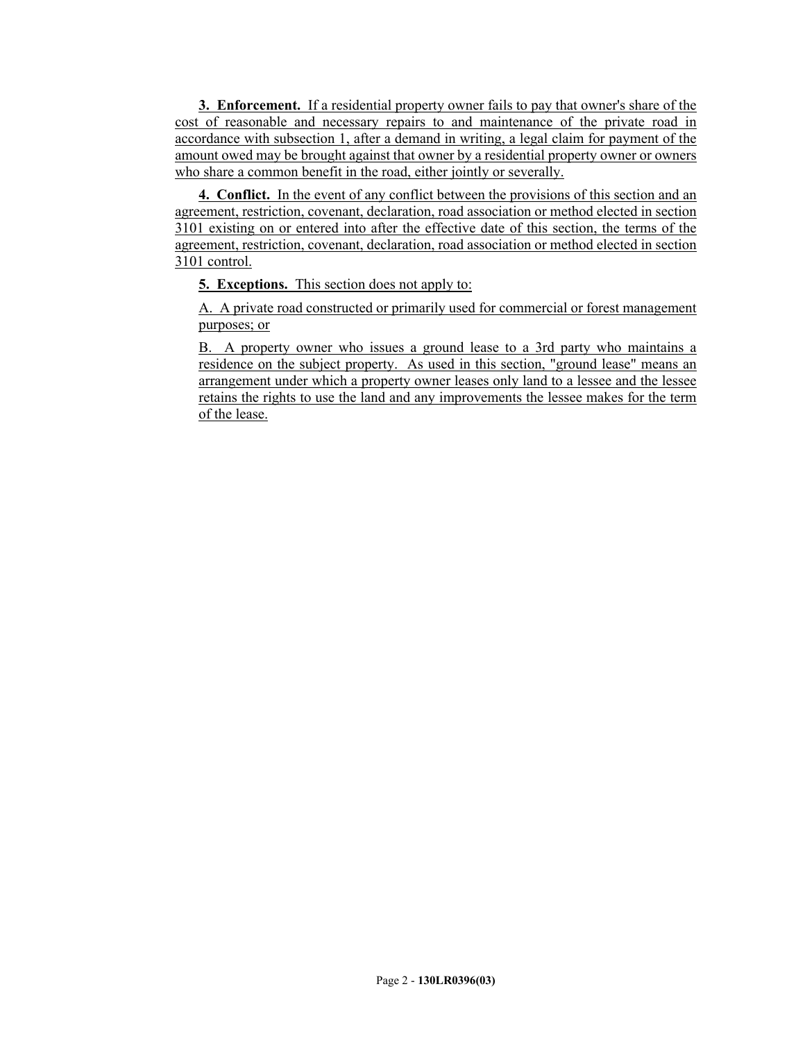**3. Enforcement.** If a residential property owner fails to pay that owner's share of the cost of reasonable and necessary repairs to and maintenance of the private road in accordance with subsection 1, after a demand in writing, a legal claim for payment of the amount owed may be brought against that owner by a residential property owner or owners who share a common benefit in the road, either jointly or severally.

**4. Conflict.** In the event of any conflict between the provisions of this section and an agreement, restriction, covenant, declaration, road association or method elected in section 3101 existing on or entered into after the effective date of this section, the terms of the agreement, restriction, covenant, declaration, road association or method elected in section 3101 control.

**5. Exceptions.** This section does not apply to:

A. A private road constructed or primarily used for commercial or forest management purposes; or

B. A property owner who issues a ground lease to a 3rd party who maintains a residence on the subject property. As used in this section, "ground lease" means an arrangement under which a property owner leases only land to a lessee and the lessee retains the rights to use the land and any improvements the lessee makes for the term of the lease.